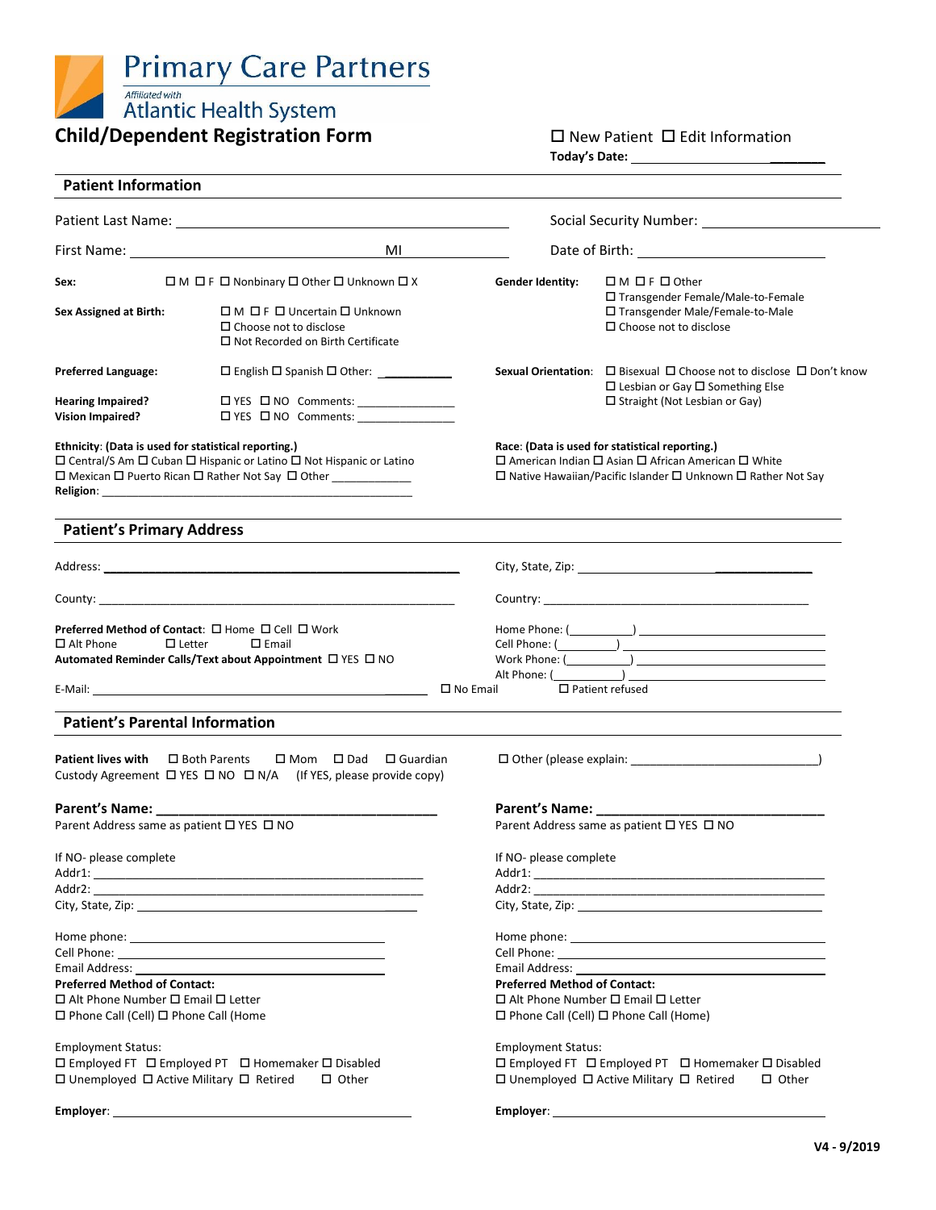# Primary Care Partners

*Affiliated with* Atlantic Health System

## Child/Dependent Registration Form

☐ New Patient ☐ Edit Information

**Today's Date:** ____________________

### Patient Information

Patient Last Name: ______________________________

Social Security Number: ______________________

First Name: ______________________ MI ______

Date of Birth: ______________________

**Sex:** ☐ M ☐ F ☐ Nonbinary ☐ Other ☐ Unknown ☐ X

**Sex Assigned at Birth:** ☐ M ☐ F ☐ Uncertain ☐ Unknown ☐ Choose not to disclose ☐ Not Recorded on Birth Certificate

**Gender Identity:** ☐ M ☐ F ☐ Other ☐ Transgender Female/Male-to-Female ☐ Transgender Male/Female-to-Male ☐ Choose not to disclose

**Preferred Language:** ☐ English ☐ Spanish ☐ Other: __________

**Sexual Orientation:** ☐ Bisexual ☐ Choose not to disclose ☐ Don't know ☐ Lesbian or Gay ☐ Something Else ☐ Straight (Not Lesbian or Gay)

**Hearing Impaired?** ☐ YES ☐ NO Comments: ______________

**Vision Impaired?** ☐ YES ☐ NO Comments: ______________

**Ethnicity: (Data is used for statistical reporting.)**
☐ Central/S Am ☐ Cuban ☐ Hispanic or Latino ☐ Not Hispanic or Latino
☐ Mexican ☐ Puerto Rican ☐ Rather Not Say ☐ Other ____________

**Religion**: ____________________________________________

**Race: (Data is used for statistical reporting.)**
☐ American Indian ☐ Asian ☐ African American ☐ White
☐ Native Hawaiian/Pacific Islander ☐ Unknown ☐ Rather Not Say

### Patient's Primary Address

Address: ____________________________________________

City, State, Zip: ______________________________

County: ____________________________________________

Country: ______________________________________

**Preferred Method of Contact**: ☐ Home ☐ Cell ☐ Work ☐ Alt Phone ☐ Letter ☐ Email

**Automated Reminder Calls/Text about Appointment** ☐ YES ☐ NO

Home Phone: (________) ______________________
Cell Phone: (________) ______________________
Work Phone: (________) ______________________
Alt Phone: (________) ______________________

E-Mail: ____________________________________________ ☐ No Email ☐ Patient refused

### Patient's Parental Information

**Patient lives with** ☐ Both Parents ☐ Mom ☐ Dad ☐ Guardian ☐ Other (please explain: ____________________________)

Custody Agreement ☐ YES ☐ NO ☐ N/A (If YES, please provide copy)

| | |
|---|---|
| **Parent's Name:** ______________________________ | **Parent's Name:** ______________________________ |
| Parent Address same as patient ☐ YES ☐ NO | Parent Address same as patient ☐ YES ☐ NO |
| If NO- please complete | If NO- please complete |
| Addr1: ______________________________ | Addr1: ______________________________ |
| Addr2: ______________________________ | Addr2: ______________________________ |
| City, State, Zip: ______________________ | City, State, Zip: ______________________ |
| Home phone: ______________________ | Home phone: ______________________ |
| Cell Phone: ______________________ | Cell Phone: ______________________ |
| Email Address: ______________________ | Email Address: ______________________ |
| **Preferred Method of Contact:** ☐ Alt Phone Number ☐ Email ☐ Letter ☐ Phone Call (Cell) ☐ Phone Call (Home | **Preferred Method of Contact:** ☐ Alt Phone Number ☐ Email ☐ Letter ☐ Phone Call (Cell) ☐ Phone Call (Home) |
| Employment Status: ☐ Employed FT ☐ Employed PT ☐ Homemaker ☐ Disabled ☐ Unemployed ☐ Active Military ☐ Retired ☐ Other | Employment Status: ☐ Employed FT ☐ Employed PT ☐ Homemaker ☐ Disabled ☐ Unemployed ☐ Active Military ☐ Retired ☐ Other |
| **Employer**: ______________________________ | **Employer**: ______________________________ |

V4 - 9/2019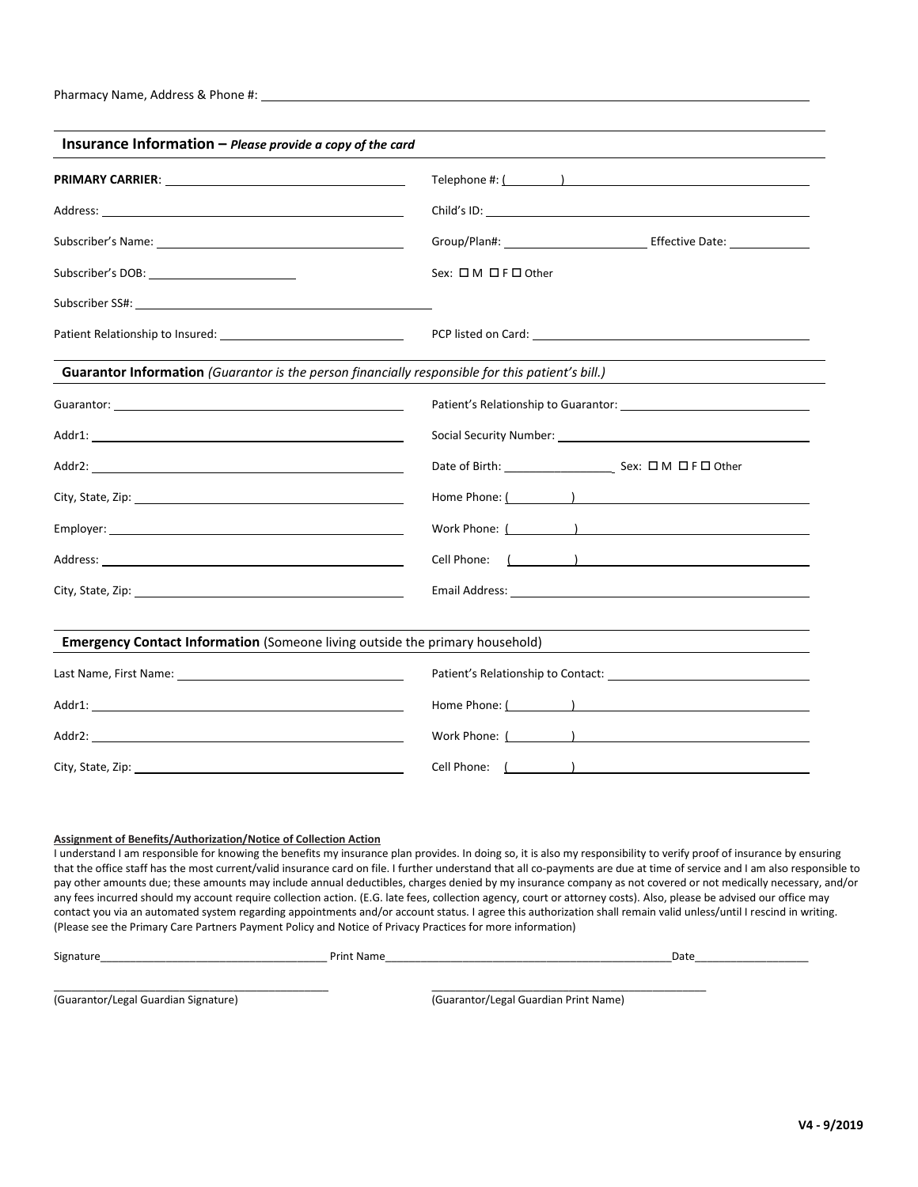Pharmacy Name, Address & Phone #: ______________________________

## Insurance Information – *Please provide a copy of the card*

| | |
|---|---|
| **PRIMARY CARRIER**: ______________ | Telephone #: ( ) ______________ |
| Address: ______________ | Child's ID: ______________ |
| Subscriber's Name: ______________ | Group/Plan#: ______________ Effective Date: ______________ |
| Subscriber's DOB: ______________ | Sex: ☐ M ☐ F ☐ Other |
| Subscriber SS#: ______________ | |
| Patient Relationship to Insured: ______________ | PCP listed on Card: ______________ |

## Guarantor Information *(Guarantor is the person financially responsible for this patient's bill.)*

| | |
|---|---|
| Guarantor: ______________ | Patient's Relationship to Guarantor: ______________ |
| Addr1: ______________ | Social Security Number: ______________ |
| Addr2: ______________ | Date of Birth: ______________ Sex: ☐ M ☐ F ☐ Other |
| City, State, Zip: ______________ | Home Phone: ( ) ______________ |
| Employer: ______________ | Work Phone: ( ) ______________ |
| Address: ______________ | Cell Phone: ( ) ______________ |
| City, State, Zip: ______________ | Email Address: ______________ |

## Emergency Contact Information (Someone living outside the primary household)

| | |
|---|---|
| Last Name, First Name: ______________ | Patient's Relationship to Contact: ______________ |
| Addr1: ______________ | Home Phone: ( ) ______________ |
| Addr2: ______________ | Work Phone: ( ) ______________ |
| City, State, Zip: ______________ | Cell Phone: ( ) ______________ |

**Assignment of Benefits/Authorization/Notice of Collection Action**

I understand I am responsible for knowing the benefits my insurance plan provides. In doing so, it is also my responsibility to verify proof of insurance by ensuring that the office staff has the most current/valid insurance card on file. I further understand that all co-payments are due at time of service and I am also responsible to pay other amounts due; these amounts may include annual deductibles, charges denied by my insurance company as not covered or not medically necessary, and/or any fees incurred should my account require collection action. (E.G. late fees, collection agency, court or attorney costs). Also, please be advised our office may contact you via an automated system regarding appointments and/or account status. I agree this authorization shall remain valid unless/until I rescind in writing. (Please see the Primary Care Partners Payment Policy and Notice of Privacy Practices for more information)

Signature______________________________ Print Name______________________________ Date______________

______________________________ ______________________________

(Guarantor/Legal Guardian Signature) (Guarantor/Legal Guardian Print Name)

V4 - 9/2019